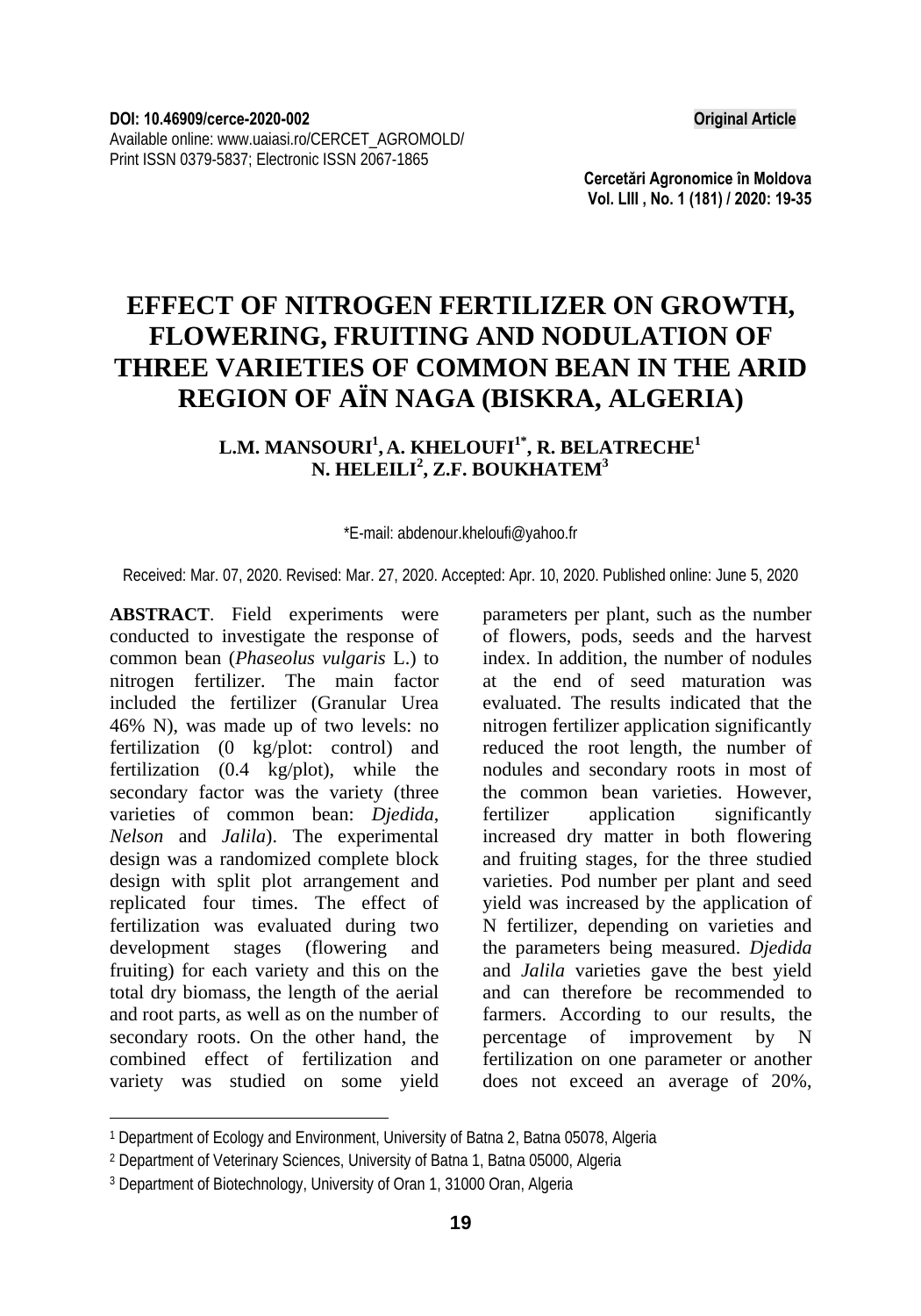DOI: 10.46909/cerce-2020-002

**Original Article**

Available online: www.uaiasi.ro/CERCET_AGROMOLD/

Print ISSN 0379-5837; Electronic ISSN 2067-1865

# EFFECT OF NITROGEN FERTILIZER ON GROWTH, FLOWERING, FRUITING AND NODULATION OF THREE VARIETIES OF COMMON BEAN IN THE ARID REGION OF AÏN NAGA (BISKRA, ALGERIA)

**L.M. MANSOURI[1], A. KHELOUFI[1*], R. BELATRECHE[1]**
**N. HELEILI[2], Z.F. BOUKHATEM[3]**

*E-mail: abdenour.kheloufi@yahoo.fr

Received: Mar. 07, 2020. Revised: Mar. 27, 2020. Accepted: Apr. 10, 2020. Published online: June 5, 2020

**ABSTRACT**. Field experiments were conducted to investigate the response of common bean (*Phaseolus vulgaris* L.) to nitrogen fertilizer. The main factor included the fertilizer (Granular Urea 46% N), was made up of two levels: no fertilization (0 kg/plot: control) and fertilization (0.4 kg/plot), while the secondary factor was the variety (three varieties of common bean: *Djedida*, *Nelson* and *Jalila*). The experimental design was a randomized complete block design with split plot arrangement and replicated four times. The effect of fertilization was evaluated during two development stages (flowering and fruiting) for each variety and this on the total dry biomass, the length of the aerial and root parts, as well as on the number of secondary roots. On the other hand, the combined effect of fertilization and variety was studied on some yield parameters per plant, such as the number of flowers, pods, seeds and the harvest index. In addition, the number of nodules at the end of seed maturation was evaluated. The results indicated that the nitrogen fertilizer application significantly reduced the root length, the number of nodules and secondary roots in most of the common bean varieties. However, fertilizer application significantly increased dry matter in both flowering and fruiting stages, for the three studied varieties. Pod number per plant and seed yield was increased by the application of N fertilizer, depending on varieties and the parameters being measured. *Djedida* and *Jalila* varieties gave the best yield and can therefore be recommended to farmers. According to our results, the percentage of improvement by N fertilization on one parameter or another does not exceed an average of 20%,

---

[1] Department of Ecology and Environment, University of Batna 2, Batna 05078, Algeria

[2] Department of Veterinary Sciences, University of Batna 1, Batna 05000, Algeria

[3] Department of Biotechnology, University of Oran 1, 31000 Oran, Algeria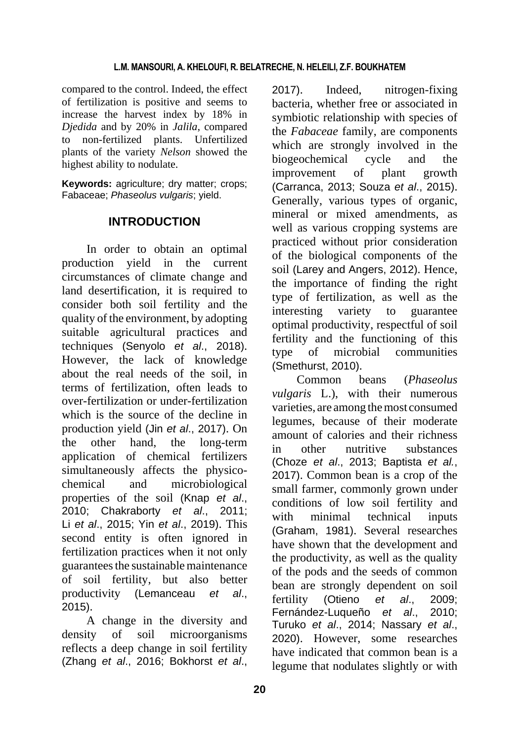compared to the control. Indeed, the effect of fertilization is positive and seems to increase the harvest index by 18% in *Djedida* and by 20% in *Jalila*, compared to non-fertilized plants. Unfertilized plants of the variety *Nelson* showed the highest ability to nodulate.

**Keywords:** agriculture; dry matter; crops; Fabaceae; *Phaseolus vulgaris*; yield.

## INTRODUCTION

In order to obtain an optimal production yield in the current circumstances of climate change and land desertification, it is required to consider both soil fertility and the quality of the environment, by adopting suitable agricultural practices and techniques (Senyolo *et al*., 2018). However, the lack of knowledge about the real needs of the soil, in terms of fertilization, often leads to over-fertilization or under-fertilization which is the source of the decline in production yield (Jin *et al*., 2017). On the other hand, the long-term application of chemical fertilizers simultaneously affects the physico-chemical and microbiological properties of the soil (Knap *et al*., 2010; Chakraborty *et al*., 2011; Li *et al*., 2015; Yin *et al*., 2019). This second entity is often ignored in fertilization practices when it not only guarantees the sustainable maintenance of soil fertility, but also better productivity (Lemanceau *et al*., 2015).

A change in the diversity and density of soil microorganisms reflects a deep change in soil fertility (Zhang *et al*., 2016; Bokhorst *et al*., 2017). Indeed, nitrogen-fixing bacteria, whether free or associated in symbiotic relationship with species of the *Fabaceae* family, are components which are strongly involved in the biogeochemical cycle and the improvement of plant growth (Carranca, 2013; Souza *et al*., 2015). Generally, various types of organic, mineral or mixed amendments, as well as various cropping systems are practiced without prior consideration of the biological components of the soil (Larey and Angers, 2012). Hence, the importance of finding the right type of fertilization, as well as the interesting variety to guarantee optimal productivity, respectful of soil fertility and the functioning of this type of microbial communities (Smethurst, 2010).

Common beans (*Phaseolus vulgaris* L.), with their numerous varieties, are among the most consumed legumes, because of their moderate amount of calories and their richness in other nutritive substances (Choze *et al*., 2013; Baptista *et al.*, 2017). Common bean is a crop of the small farmer, commonly grown under conditions of low soil fertility and with minimal technical inputs (Graham, 1981). Several researches have shown that the development and the productivity, as well as the quality of the pods and the seeds of common bean are strongly dependent on soil fertility (Otieno *et al*., 2009; Fernández-Luqueño *et al*., 2010; Turuko *et al*., 2014; Nassary *et al*., 2020). However, some researches have indicated that common bean is a legume that nodulates slightly or with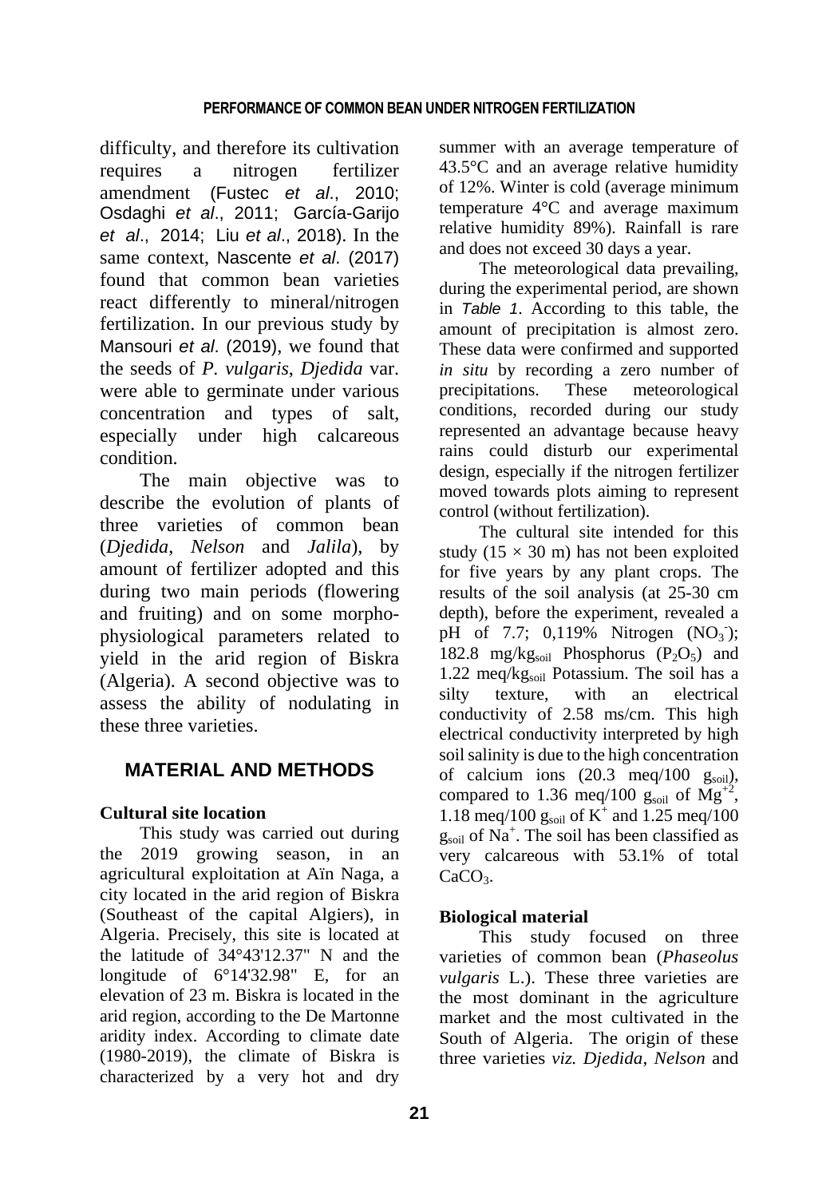difficulty, and therefore its cultivation requires a nitrogen fertilizer amendment (Fustec *et al*., 2010; Osdaghi *et al*., 2011; García-Garijo *et al*., 2014; Liu *et al*., 2018). In the same context, Nascente *et al*. (2017) found that common bean varieties react differently to mineral/nitrogen fertilization. In our previous study by Mansouri *et al*. (2019), we found that the seeds of *P. vulgaris*, *Djedida* var. were able to germinate under various concentration and types of salt, especially under high calcareous condition.

The main objective was to describe the evolution of plants of three varieties of common bean (*Djedida*, *Nelson* and *Jalila*), by amount of fertilizer adopted and this during two main periods (flowering and fruiting) and on some morpho-physiological parameters related to yield in the arid region of Biskra (Algeria). A second objective was to assess the ability of nodulating in these three varieties.

## MATERIAL AND METHODS

### Cultural site location

This study was carried out during the 2019 growing season, in an agricultural exploitation at Aïn Naga, a city located in the arid region of Biskra (Southeast of the capital Algiers), in Algeria. Precisely, this site is located at the latitude of 34°43'12.37" N and the longitude of 6°14'32.98" E, for an elevation of 23 m. Biskra is located in the arid region, according to the De Martonne aridity index. According to climate date (1980-2019), the climate of Biskra is characterized by a very hot and dry summer with an average temperature of 43.5°C and an average relative humidity of 12%. Winter is cold (average minimum temperature 4°C and average maximum relative humidity 89%). Rainfall is rare and does not exceed 30 days a year.

The meteorological data prevailing, during the experimental period, are shown in *Table 1*. According to this table, the amount of precipitation is almost zero. These data were confirmed and supported *in situ* by recording a zero number of precipitations. These meteorological conditions, recorded during our study represented an advantage because heavy rains could disturb our experimental design, especially if the nitrogen fertilizer moved towards plots aiming to represent control (without fertilization).

The cultural site intended for this study (15 × 30 m) has not been exploited for five years by any plant crops. The results of the soil analysis (at 25-30 cm depth), before the experiment, revealed a pH of 7.7; 0,119% Nitrogen ($NO_3^-$); 182.8 mg/$kg_{soil}$ Phosphorus ($P_2O_5$) and 1.22 meq/$kg_{soil}$ Potassium. The soil has a silty texture, with an electrical conductivity of 2.58 ms/cm. This high electrical conductivity interpreted by high soil salinity is due to the high concentration of calcium ions (20.3 meq/100 $g_{soil}$), compared to 1.36 meq/100 $g_{soil}$ of $Mg^{+2}$, 1.18 meq/100 $g_{soil}$ of $K^+$ and 1.25 meq/100 $g_{soil}$ of $Na^+$. The soil has been classified as very calcareous with 53.1% of total $CaCO_3$.

### Biological material

This study focused on three varieties of common bean (*Phaseolus vulgaris* L.). These three varieties are the most dominant in the agriculture market and the most cultivated in the South of Algeria. The origin of these three varieties *viz. Djedida*, *Nelson* and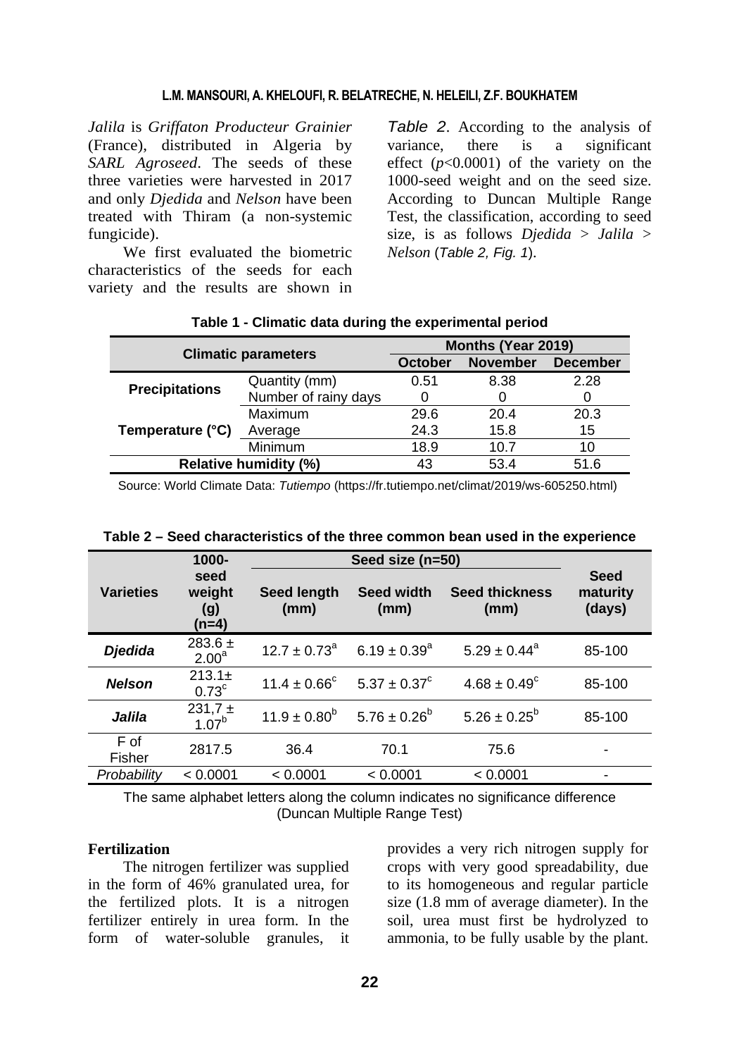*Jalila* is *Griffaton Producteur Grainier* (France), distributed in Algeria by *SARL Agroseed*. The seeds of these three varieties were harvested in 2017 and only *Djedida* and *Nelson* have been treated with Thiram (a non-systemic fungicide).

We first evaluated the biometric characteristics of the seeds for each variety and the results are shown in *Table 2*. According to the analysis of variance, there is a significant effect ($p<0.0001$) of the variety on the 1000-seed weight and on the seed size. According to Duncan Multiple Range Test, the classification, according to seed size, is as follows *Djedida* > *Jalila* > *Nelson* (*Table 2, Fig. 1*).

**Table 1 - Climatic data during the experimental period**

| Climatic parameters | | Months (Year 2019) | | |
|---|---|---|---|---|
| | | October | November | December |
| **Precipitations** | Quantity (mm) | 0.51 | 8.38 | 2.28 |
| | Number of rainy days | 0 | 0 | 0 |
| **Temperature (°C)** | Maximum | 29.6 | 20.4 | 20.3 |
| | Average | 24.3 | 15.8 | 15 |
| | Minimum | 18.9 | 10.7 | 10 |
| **Relative humidity (%)** | | 43 | 53.4 | 51.6 |

Source: World Climate Data: *Tutiempo* (https://fr.tutiempo.net/climat/2019/ws-605250.html)

**Table 2 – Seed characteristics of the three common bean used in the experience**

| Varieties | 1000-seed weight (g) (n=4) | Seed size (n=50) | | | Seed maturity (days) |
|---|---|---|---|---|---|
| | | Seed length (mm) | Seed width (mm) | Seed thickness (mm) | |
| ***Djedida*** | $283.6 \pm 2.00^a$ | $12.7 \pm 0.73^a$ | $6.19 \pm 0.39^a$ | $5.29 \pm 0.44^a$ | 85-100 |
| ***Nelson*** | $213.1 \pm 0.73^c$ | $11.4 \pm 0.66^c$ | $5.37 \pm 0.37^c$ | $4.68 \pm 0.49^c$ | 85-100 |
| ***Jalila*** | $231{,}7 \pm 1.07^b$ | $11.9 \pm 0.80^b$ | $5.76 \pm 0.26^b$ | $5.26 \pm 0.25^b$ | 85-100 |
| F of Fisher | 2817.5 | 36.4 | 70.1 | 75.6 | - |
| *Probability* | < 0.0001 | < 0.0001 | < 0.0001 | < 0.0001 | - |

The same alphabet letters along the column indicates no significance difference (Duncan Multiple Range Test)

**Fertilization**

The nitrogen fertilizer was supplied in the form of 46% granulated urea, for the fertilized plots. It is a nitrogen fertilizer entirely in urea form. In the form of water-soluble granules, it provides a very rich nitrogen supply for crops with very good spreadability, due to its homogeneous and regular particle size (1.8 mm of average diameter). In the soil, urea must first be hydrolyzed to ammonia, to be fully usable by the plant.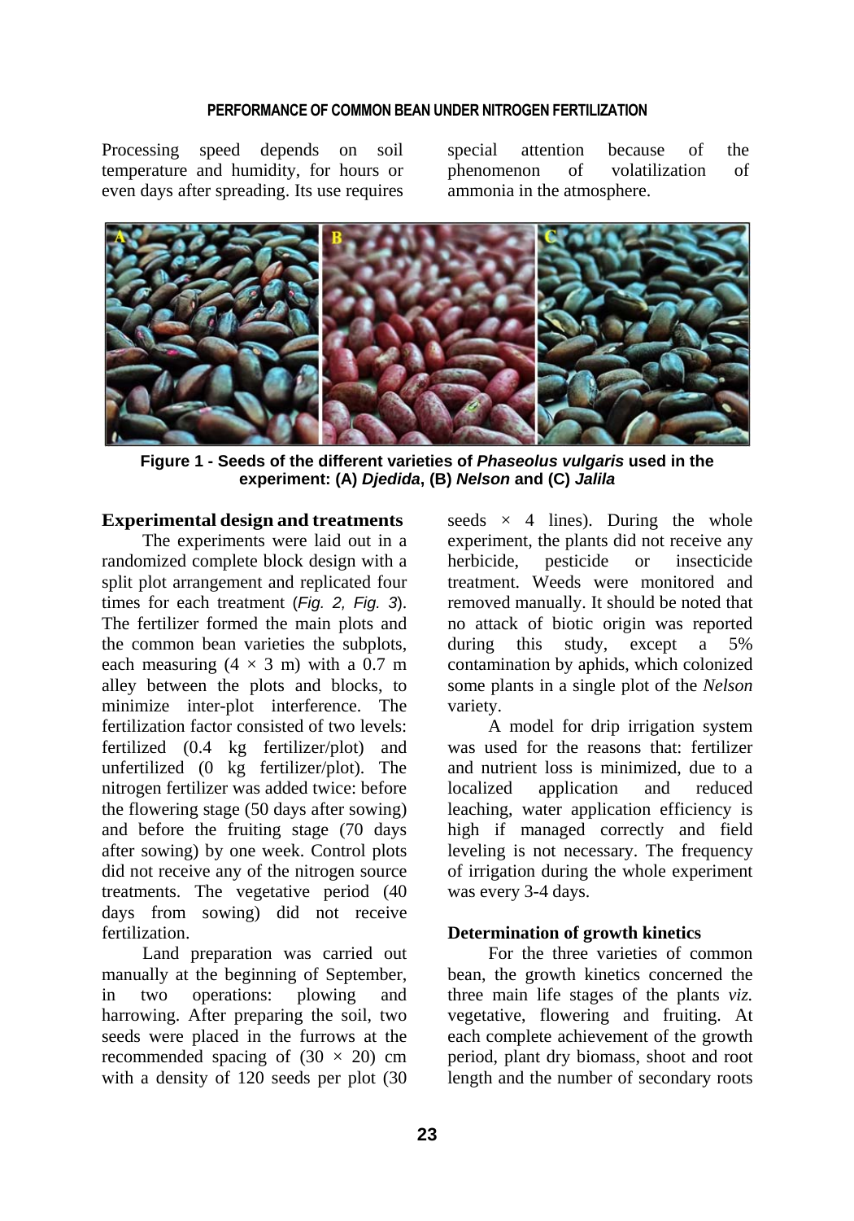Processing speed depends on soil temperature and humidity, for hours or even days after spreading. Its use requires special attention because of the phenomenon of volatilization of ammonia in the atmosphere.

**Figure 1 - Seeds of the different varieties of *Phaseolus vulgaris* used in the experiment: (A) *Djedida*, (B) *Nelson* and (C) *Jalila***

## Experimental design and treatments

The experiments were laid out in a randomized complete block design with a split plot arrangement and replicated four times for each treatment (*Fig. 2, Fig. 3*). The fertilizer formed the main plots and the common bean varieties the subplots, each measuring (4 × 3 m) with a 0.7 m alley between the plots and blocks, to minimize inter-plot interference. The fertilization factor consisted of two levels: fertilized (0.4 kg fertilizer/plot) and unfertilized (0 kg fertilizer/plot). The nitrogen fertilizer was added twice: before the flowering stage (50 days after sowing) and before the fruiting stage (70 days after sowing) by one week. Control plots did not receive any of the nitrogen source treatments. The vegetative period (40 days from sowing) did not receive fertilization.

Land preparation was carried out manually at the beginning of September, in two operations: plowing and harrowing. After preparing the soil, two seeds were placed in the furrows at the recommended spacing of (30 × 20) cm with a density of 120 seeds per plot (30 seeds × 4 lines). During the whole experiment, the plants did not receive any herbicide, pesticide or insecticide treatment. Weeds were monitored and removed manually. It should be noted that no attack of biotic origin was reported during this study, except a 5% contamination by aphids, which colonized some plants in a single plot of the *Nelson* variety.

A model for drip irrigation system was used for the reasons that: fertilizer and nutrient loss is minimized, due to a localized application and reduced leaching, water application efficiency is high if managed correctly and field leveling is not necessary. The frequency of irrigation during the whole experiment was every 3-4 days.

## Determination of growth kinetics

For the three varieties of common bean, the growth kinetics concerned the three main life stages of the plants *viz.* vegetative, flowering and fruiting. At each complete achievement of the growth period, plant dry biomass, shoot and root length and the number of secondary roots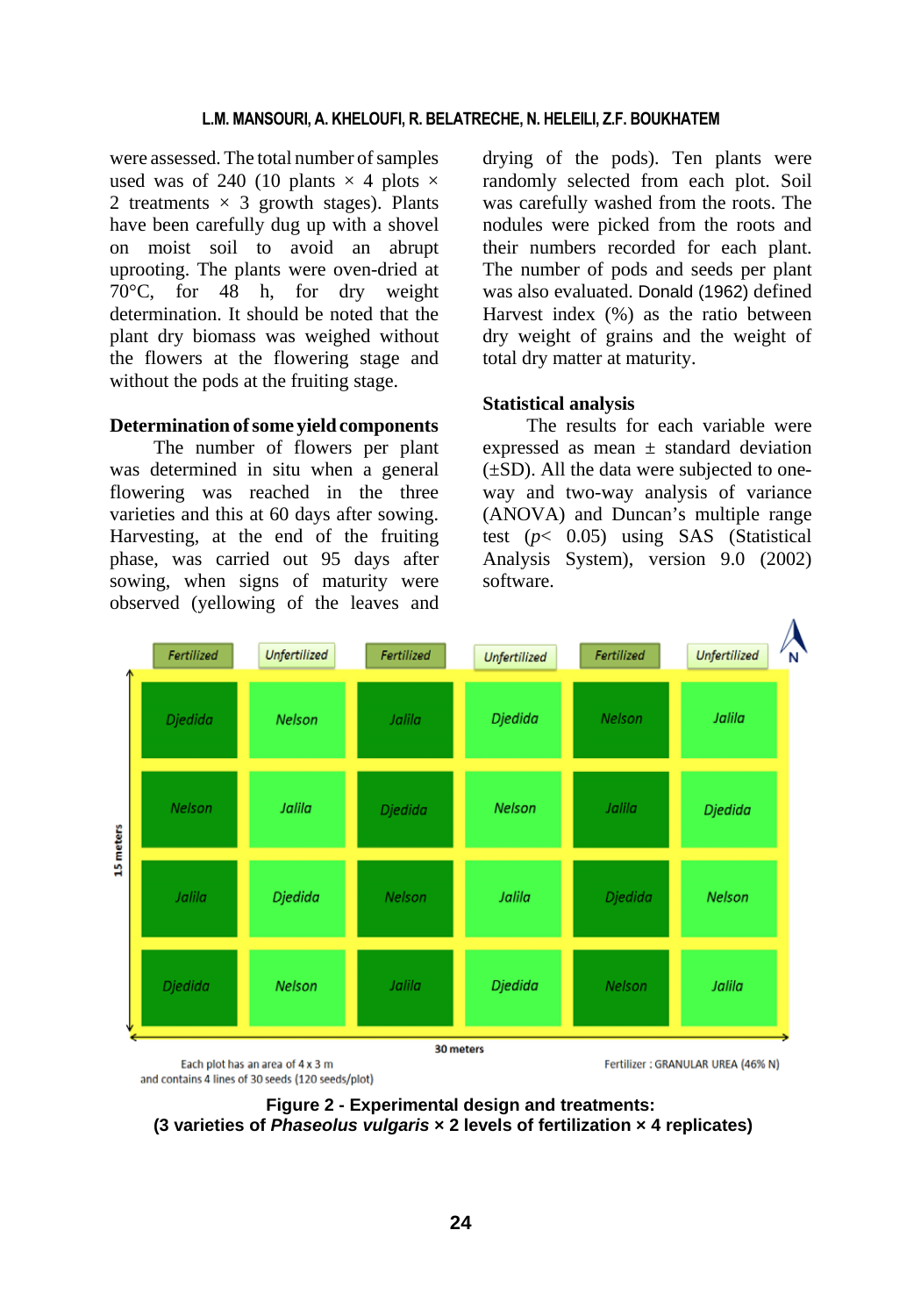were assessed. The total number of samples used was of 240 (10 plants × 4 plots × 2 treatments × 3 growth stages). Plants have been carefully dug up with a shovel on moist soil to avoid an abrupt uprooting. The plants were oven-dried at 70°C, for 48 h, for dry weight determination. It should be noted that the plant dry biomass was weighed without the flowers at the flowering stage and without the pods at the fruiting stage.

**Determination of some yield components**

The number of flowers per plant was determined in situ when a general flowering was reached in the three varieties and this at 60 days after sowing. Harvesting, at the end of the fruiting phase, was carried out 95 days after sowing, when signs of maturity were observed (yellowing of the leaves and drying of the pods). Ten plants were randomly selected from each plot. Soil was carefully washed from the roots. The nodules were picked from the roots and their numbers recorded for each plant. The number of pods and seeds per plant was also evaluated. Donald (1962) defined Harvest index (%) as the ratio between dry weight of grains and the weight of total dry matter at maturity.

**Statistical analysis**

The results for each variable were expressed as mean ± standard deviation (±SD). All the data were subjected to one-way and two-way analysis of variance (ANOVA) and Duncan's multiple range test ($p < 0.05$) using SAS (Statistical Analysis System), version 9.0 (2002) software.

| Fertilized | Unfertilized | Fertilized | Unfertilized | Fertilized | Unfertilized |
|---|---|---|---|---|---|
| Djedida | Nelson | Jalila | Djedida | Nelson | Jalila |
| Nelson | Jalila | Djedida | Nelson | Jalila | Djedida |
| Jalila | Djedida | Nelson | Jalila | Djedida | Nelson |
| Djedida | Nelson | Jalila | Djedida | Nelson | Jalila |

15 meters × 30 meters (N)

Each plot has an area of 4 x 3 m and contains 4 lines of 30 seeds (120 seeds/plot)

Fertilizer : GRANULAR UREA (46% N)

**Figure 2 - Experimental design and treatments: (3 varieties of *Phaseolus vulgaris* × 2 levels of fertilization × 4 replicates)**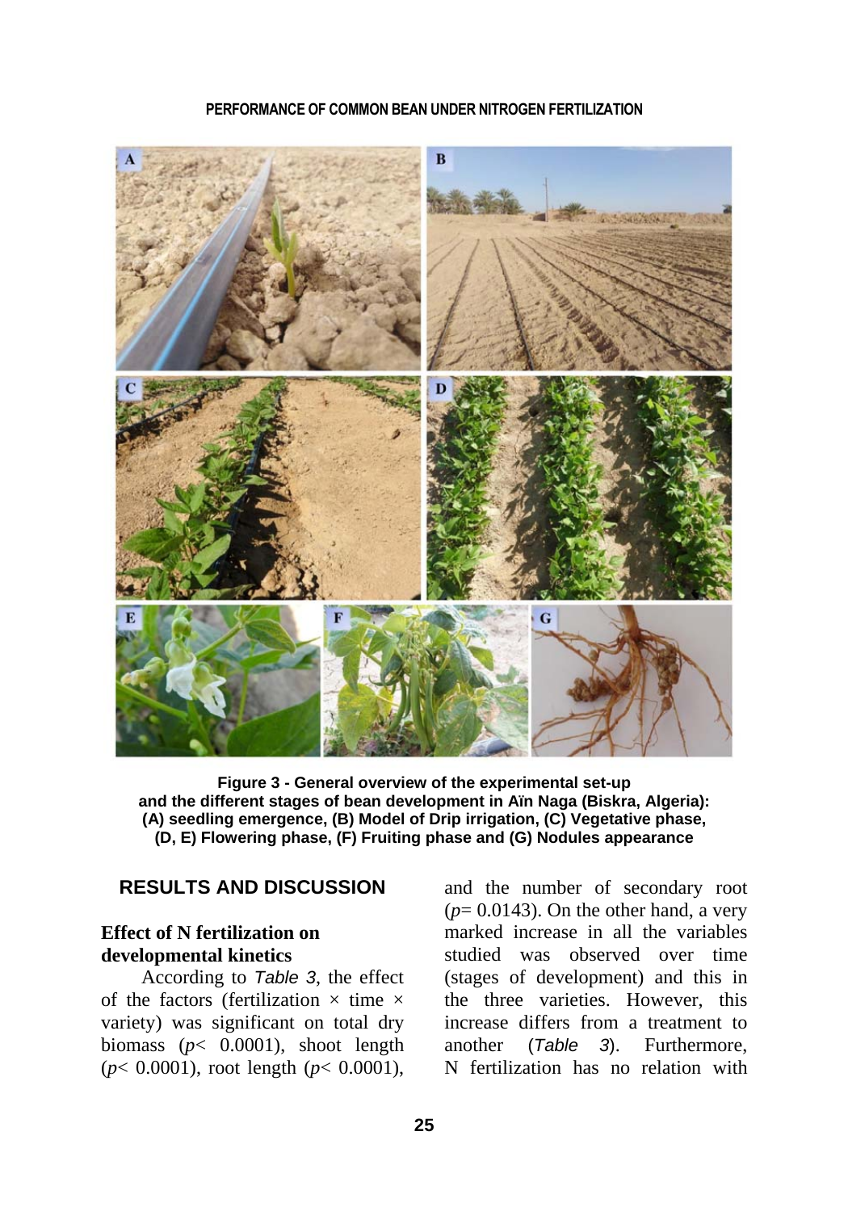Figure 3 - General overview of the experimental set-up and the different stages of bean development in Aïn Naga (Biskra, Algeria): (A) seedling emergence, (B) Model of Drip irrigation, (C) Vegetative phase, (D, E) Flowering phase, (F) Fruiting phase and (G) Nodules appearance

## RESULTS AND DISCUSSION

### Effect of N fertilization on developmental kinetics

According to *Table 3*, the effect of the factors (fertilization × time × variety) was significant on total dry biomass ($p < 0.0001$), shoot length ($p < 0.0001$), root length ($p < 0.0001$), and the number of secondary root ($p = 0.0143$). On the other hand, a very marked increase in all the variables studied was observed over time (stages of development) and this in the three varieties. However, this increase differs from a treatment to another (*Table 3*). Furthermore, N fertilization has no relation with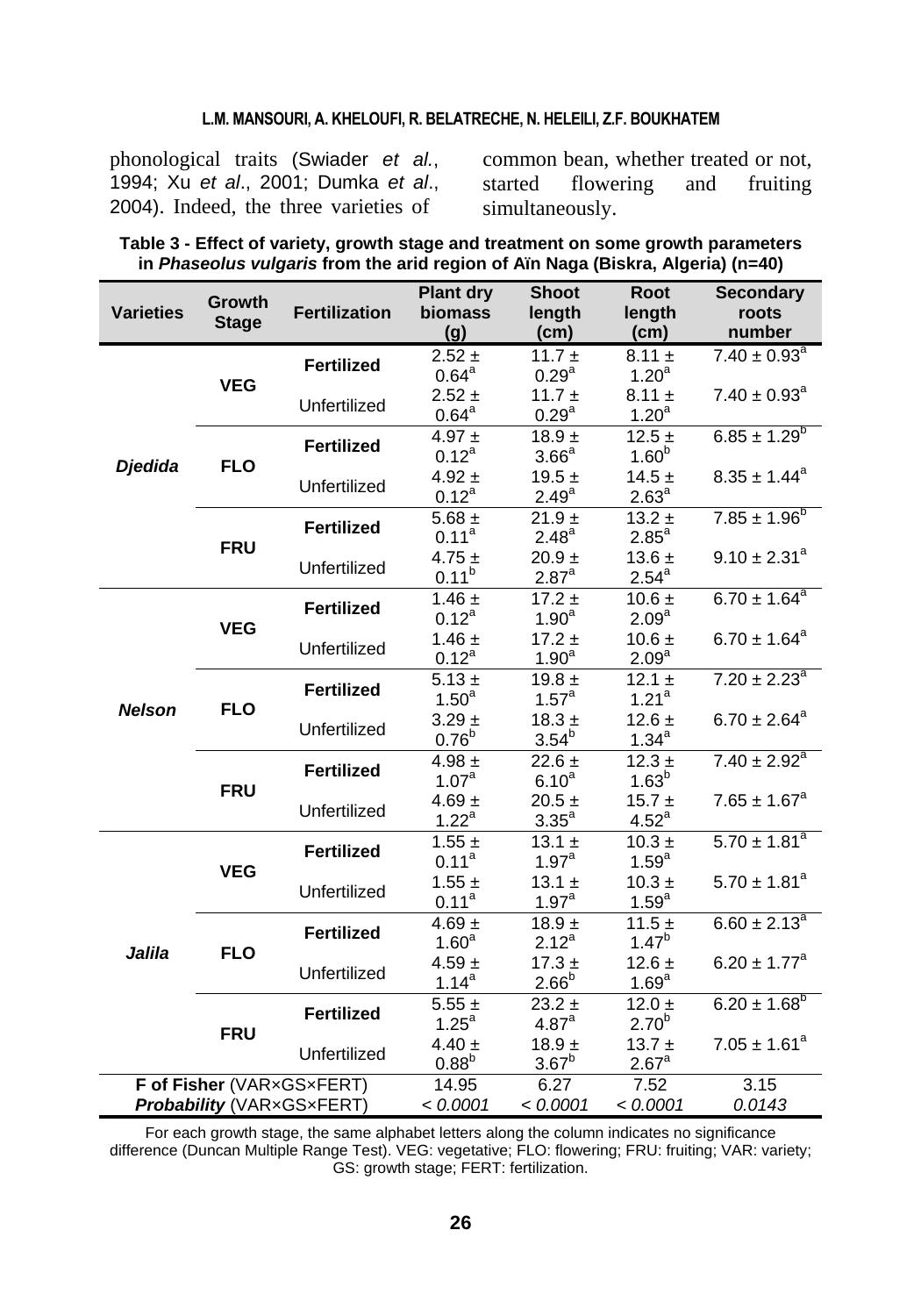phonological traits (Swiader *et al.*, 1994; Xu *et al*., 2001; Dumka *et al*., 2004). Indeed, the three varieties of common bean, whether treated or not, started flowering and fruiting simultaneously.

**Table 3 - Effect of variety, growth stage and treatment on some growth parameters in *Phaseolus vulgaris* from the arid region of Aïn Naga (Biskra, Algeria) (n=40)**

| Varieties | Growth Stage | Fertilization | Plant dry biomass (g) | Shoot length (cm) | Root length (cm) | Secondary roots number |
|---|---|---|---|---|---|---|
| *Djedida* | VEG | **Fertilized** | 2.52 ± 0.64[a] | 11.7 ± 0.29[a] | 8.11 ± 1.20[a] | 7.40 ± 0.93[a] |
| | | Unfertilized | 2.52 ± 0.64[a] | 11.7 ± 0.29[a] | 8.11 ± 1.20[a] | 7.40 ± 0.93[a] |
| | FLO | **Fertilized** | 4.97 ± 0.12[a] | 18.9 ± 3.66[a] | 12.5 ± 1.60[b] | 6.85 ± 1.29[b] |
| | | Unfertilized | 4.92 ± 0.12[a] | 19.5 ± 2.49[a] | 14.5 ± 2.63[a] | 8.35 ± 1.44[a] |
| | FRU | **Fertilized** | 5.68 ± 0.11[a] | 21.9 ± 2.48[a] | 13.2 ± 2.85[a] | 7.85 ± 1.96[b] |
| | | Unfertilized | 4.75 ± 0.11[b] | 20.9 ± 2.87[a] | 13.6 ± 2.54[a] | 9.10 ± 2.31[a] |
| *Nelson* | VEG | **Fertilized** | 1.46 ± 0.12[a] | 17.2 ± 1.90[a] | 10.6 ± 2.09[a] | 6.70 ± 1.64[a] |
| | | Unfertilized | 1.46 ± 0.12[a] | 17.2 ± 1.90[a] | 10.6 ± 2.09[a] | 6.70 ± 1.64[a] |
| | FLO | **Fertilized** | 5.13 ± 1.50[a] | 19.8 ± 1.57[a] | 12.1 ± 1.21[a] | 7.20 ± 2.23[a] |
| | | Unfertilized | 3.29 ± 0.76[b] | 18.3 ± 3.54[b] | 12.6 ± 1.34[a] | 6.70 ± 2.64[a] |
| | FRU | **Fertilized** | 4.98 ± 1.07[a] | 22.6 ± 6.10[a] | 12.3 ± 1.63[b] | 7.40 ± 2.92[a] |
| | | Unfertilized | 4.69 ± 1.22[a] | 20.5 ± 3.35[a] | 15.7 ± 4.52[a] | 7.65 ± 1.67[a] |
| *Jalila* | VEG | **Fertilized** | 1.55 ± 0.11[a] | 13.1 ± 1.97[a] | 10.3 ± 1.59[a] | 5.70 ± 1.81[a] |
| | | Unfertilized | 1.55 ± 0.11[a] | 13.1 ± 1.97[a] | 10.3 ± 1.59[a] | 5.70 ± 1.81[a] |
| | FLO | **Fertilized** | 4.69 ± 1.60[a] | 18.9 ± 2.12[a] | 11.5 ± 1.47[b] | 6.60 ± 2.13[a] |
| | | Unfertilized | 4.59 ± 1.14[a] | 17.3 ± 2.66[b] | 12.6 ± 1.69[a] | 6.20 ± 1.77[a] |
| | FRU | **Fertilized** | 5.55 ± 1.25[a] | 23.2 ± 4.87[a] | 12.0 ± 2.70[b] | 6.20 ± 1.68[b] |
| | | Unfertilized | 4.40 ± 0.88[b] | 18.9 ± 3.67[b] | 13.7 ± 2.67[a] | 7.05 ± 1.61[a] |
| **F of Fisher** (VAR×GS×FERT) | | | 14.95 | 6.27 | 7.52 | 3.15 |
| ***Probability*** (VAR×GS×FERT) | | | *< 0.0001* | *< 0.0001* | *< 0.0001* | *0.0143* |

For each growth stage, the same alphabet letters along the column indicates no significance difference (Duncan Multiple Range Test). VEG: vegetative; FLO: flowering; FRU: fruiting; VAR: variety; GS: growth stage; FERT: fertilization.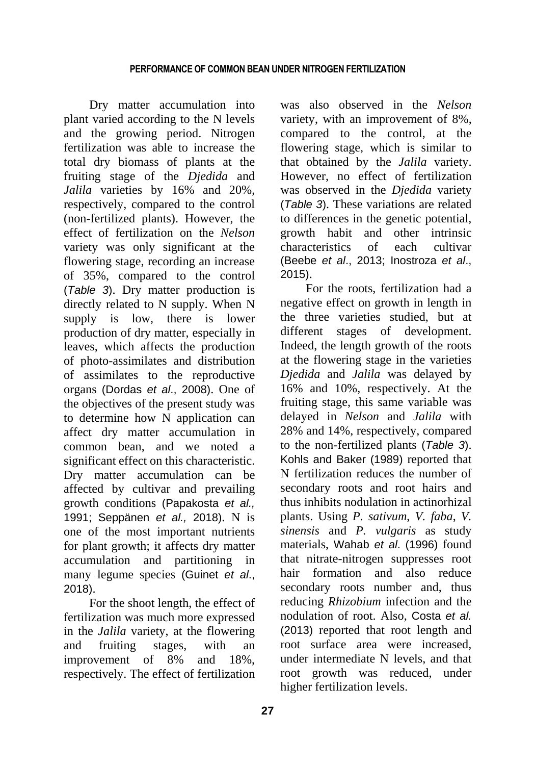Dry matter accumulation into plant varied according to the N levels and the growing period. Nitrogen fertilization was able to increase the total dry biomass of plants at the fruiting stage of the *Djedida* and *Jalila* varieties by 16% and 20%, respectively, compared to the control (non-fertilized plants). However, the effect of fertilization on the *Nelson* variety was only significant at the flowering stage, recording an increase of 35%, compared to the control (*Table 3*). Dry matter production is directly related to N supply. When N supply is low, there is lower production of dry matter, especially in leaves, which affects the production of photo-assimilates and distribution of assimilates to the reproductive organs (Dordas *et al*., 2008). One of the objectives of the present study was to determine how N application can affect dry matter accumulation in common bean, and we noted a significant effect on this characteristic. Dry matter accumulation can be affected by cultivar and prevailing growth conditions (Papakosta *et al.,* 1991; Seppänen *et al.,* 2018). N is one of the most important nutrients for plant growth; it affects dry matter accumulation and partitioning in many legume species (Guinet *et al*., 2018).

For the shoot length, the effect of fertilization was much more expressed in the *Jalila* variety, at the flowering and fruiting stages, with an improvement of 8% and 18%, respectively. The effect of fertilization was also observed in the *Nelson* variety, with an improvement of 8%, compared to the control, at the flowering stage, which is similar to that obtained by the *Jalila* variety. However, no effect of fertilization was observed in the *Djedida* variety (*Table 3*). These variations are related to differences in the genetic potential, growth habit and other intrinsic characteristics of each cultivar (Beebe *et al*., 2013; Inostroza *et al*., 2015).

For the roots, fertilization had a negative effect on growth in length in the three varieties studied, but at different stages of development. Indeed, the length growth of the roots at the flowering stage in the varieties *Djedida* and *Jalila* was delayed by 16% and 10%, respectively. At the fruiting stage, this same variable was delayed in *Nelson* and *Jalila* with 28% and 14%, respectively, compared to the non-fertilized plants (*Table 3*). Kohls and Baker (1989) reported that N fertilization reduces the number of secondary roots and root hairs and thus inhibits nodulation in actinorhizal plants. Using *P. sativum*, *V. faba*, *V. sinensis* and *P. vulgaris* as study materials, Wahab *et al*. (1996) found that nitrate-nitrogen suppresses root hair formation and also reduce secondary roots number and, thus reducing *Rhizobium* infection and the nodulation of root. Also, Costa *et al.* (2013) reported that root length and root surface area were increased, under intermediate N levels, and that root growth was reduced, under higher fertilization levels.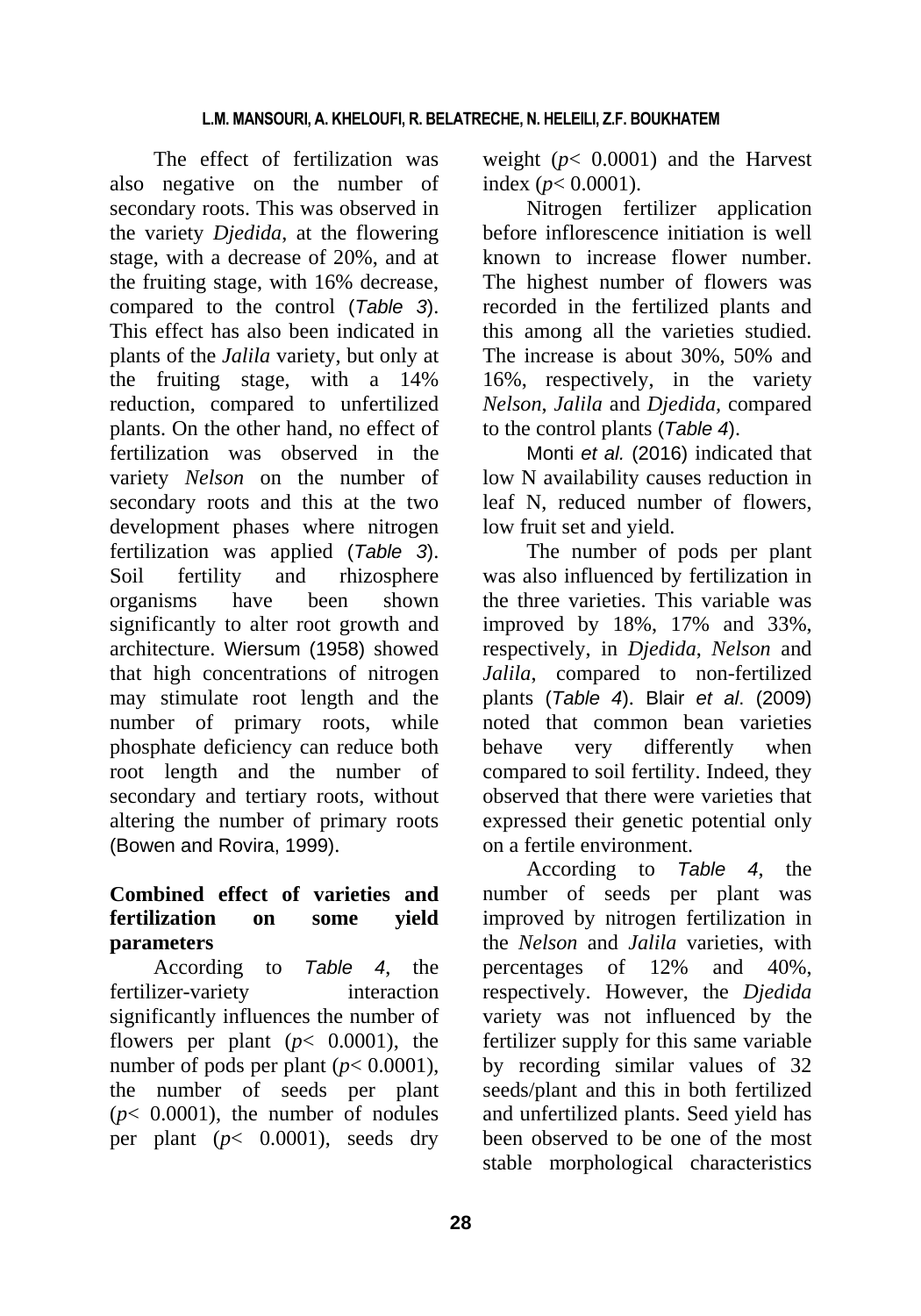The effect of fertilization was also negative on the number of secondary roots. This was observed in the variety *Djedida*, at the flowering stage, with a decrease of 20%, and at the fruiting stage, with 16% decrease, compared to the control (*Table 3*). This effect has also been indicated in plants of the *Jalila* variety, but only at the fruiting stage, with a 14% reduction, compared to unfertilized plants. On the other hand, no effect of fertilization was observed in the variety *Nelson* on the number of secondary roots and this at the two development phases where nitrogen fertilization was applied (*Table 3*). Soil fertility and rhizosphere organisms have been shown significantly to alter root growth and architecture. Wiersum (1958) showed that high concentrations of nitrogen may stimulate root length and the number of primary roots, while phosphate deficiency can reduce both root length and the number of secondary and tertiary roots, without altering the number of primary roots (Bowen and Rovira, 1999).

## Combined effect of varieties and fertilization on some yield parameters

According to *Table 4*, the fertilizer-variety interaction significantly influences the number of flowers per plant ($p < 0.0001$), the number of pods per plant ($p < 0.0001$), the number of seeds per plant ($p < 0.0001$), the number of nodules per plant ($p < 0.0001$), seeds dry weight ($p < 0.0001$) and the Harvest index ($p < 0.0001$).

Nitrogen fertilizer application before inflorescence initiation is well known to increase flower number. The highest number of flowers was recorded in the fertilized plants and this among all the varieties studied. The increase is about 30%, 50% and 16%, respectively, in the variety *Nelson*, *Jalila* and *Djedida*, compared to the control plants (*Table 4*).

Monti *et al.* (2016) indicated that low N availability causes reduction in leaf N, reduced number of flowers, low fruit set and yield.

The number of pods per plant was also influenced by fertilization in the three varieties. This variable was improved by 18%, 17% and 33%, respectively, in *Djedida*, *Nelson* and *Jalila*, compared to non-fertilized plants (*Table 4*). Blair *et al.* (2009) noted that common bean varieties behave very differently when compared to soil fertility. Indeed, they observed that there were varieties that expressed their genetic potential only on a fertile environment.

According to *Table 4*, the number of seeds per plant was improved by nitrogen fertilization in the *Nelson* and *Jalila* varieties, with percentages of 12% and 40%, respectively. However, the *Djedida* variety was not influenced by the fertilizer supply for this same variable by recording similar values of 32 seeds/plant and this in both fertilized and unfertilized plants. Seed yield has been observed to be one of the most stable morphological characteristics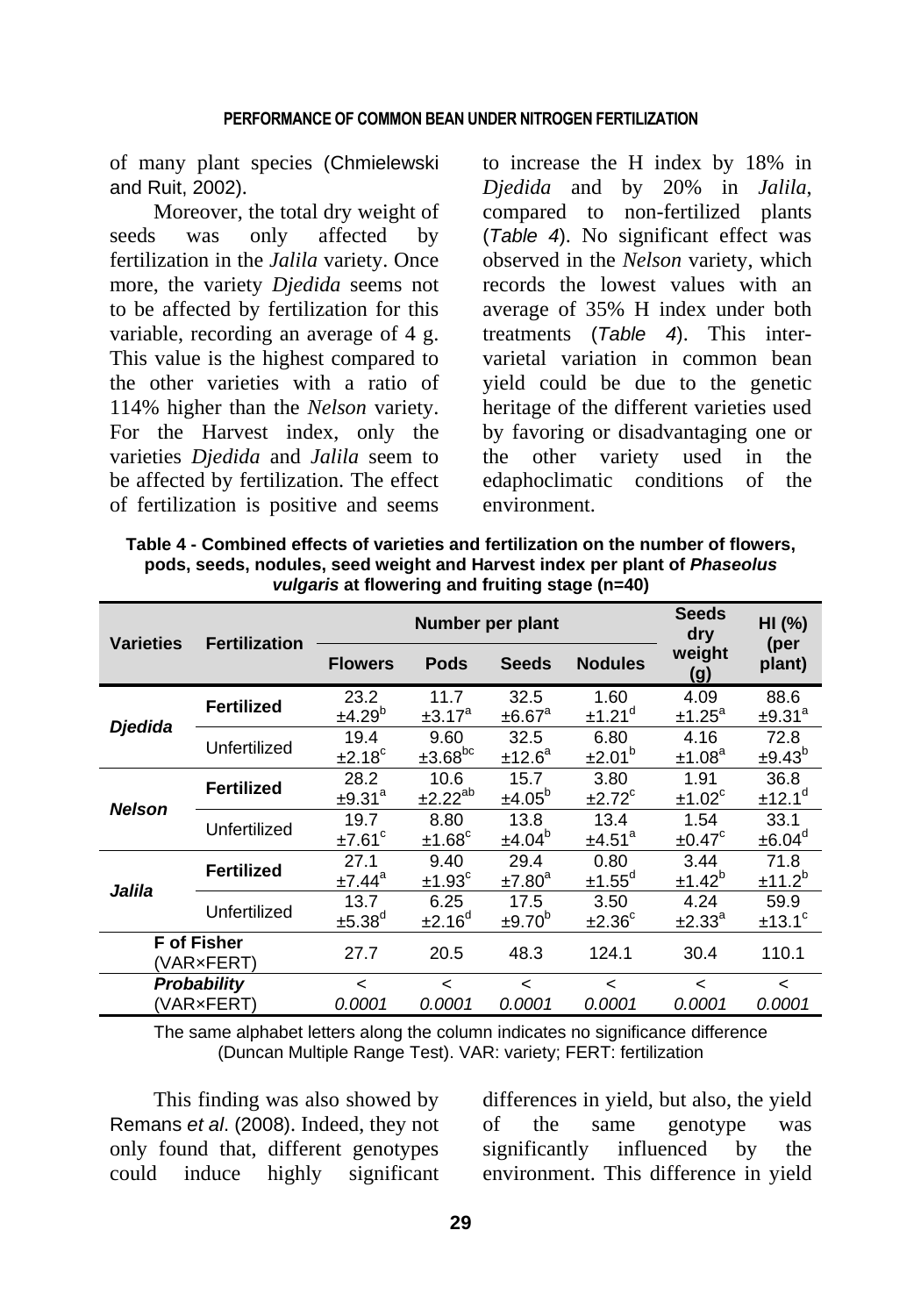of many plant species (Chmielewski and Ruit, 2002).

Moreover, the total dry weight of seeds was only affected by fertilization in the *Jalila* variety. Once more, the variety *Djedida* seems not to be affected by fertilization for this variable, recording an average of 4 g. This value is the highest compared to the other varieties with a ratio of 114% higher than the *Nelson* variety. For the Harvest index, only the varieties *Djedida* and *Jalila* seem to be affected by fertilization. The effect of fertilization is positive and seems to increase the H index by 18% in *Djedida* and by 20% in *Jalila*, compared to non-fertilized plants (*Table 4*). No significant effect was observed in the *Nelson* variety, which records the lowest values with an average of 35% H index under both treatments (*Table 4*). This inter-varietal variation in common bean yield could be due to the genetic heritage of the different varieties used by favoring or disadvantaging one or the other variety used in the edaphoclimatic conditions of the environment.

**Table 4 - Combined effects of varieties and fertilization on the number of flowers, pods, seeds, nodules, seed weight and Harvest index per plant of *Phaseolus vulgaris* at flowering and fruiting stage (n=40)**

| Varieties | Fertilization | Number per plant | | | | Seeds dry weight (g) | HI (%) (per plant) |
|---|---|---|---|---|---|---|---|
| | | Flowers | Pods | Seeds | Nodules | | |
| ***Djedida*** | **Fertilized** | 23.2 ±4.29[b] | 11.7 ±3.17[a] | 32.5 ±6.67[a] | 1.60 ±1.21[d] | 4.09 ±1.25[a] | 88.6 ±9.31[a] |
| | Unfertilized | 19.4 ±2.18[c] | 9.60 ±3.68[bc] | 32.5 ±12.6[a] | 6.80 ±2.01[b] | 4.16 ±1.08[a] | 72.8 ±9.43[b] |
| ***Nelson*** | **Fertilized** | 28.2 ±9.31[a] | 10.6 ±2.22[ab] | 15.7 ±4.05[b] | 3.80 ±2.72[c] | 1.91 ±1.02[c] | 36.8 ±12.1[d] |
| | Unfertilized | 19.7 ±7.61[c] | 8.80 ±1.68[c] | 13.8 ±4.04[b] | 13.4 ±4.51[a] | 1.54 ±0.47[c] | 33.1 ±6.04[d] |
| ***Jalila*** | **Fertilized** | 27.1 ±7.44[a] | 9.40 ±1.93[c] | 29.4 ±7.80[a] | 0.80 ±1.55[d] | 3.44 ±1.42[b] | 71.8 ±11.2[b] |
| | Unfertilized | 13.7 ±5.38[d] | 6.25 ±2.16[d] | 17.5 ±9.70[b] | 3.50 ±2.36[c] | 4.24 ±2.33[a] | 59.9 ±13.1[c] |
| **F of Fisher** (VAR×FERT) | | 27.7 | 20.5 | 48.3 | 124.1 | 30.4 | 110.1 |
| ***Probability*** (VAR×FERT) | | *< 0.0001* | *< 0.0001* | *< 0.0001* | *< 0.0001* | *< 0.0001* | *< 0.0001* |

The same alphabet letters along the column indicates no significance difference (Duncan Multiple Range Test). VAR: variety; FERT: fertilization

This finding was also showed by Remans *et al*. (2008). Indeed, they not only found that, different genotypes could induce highly significant differences in yield, but also, the yield of the same genotype was significantly influenced by the environment. This difference in yield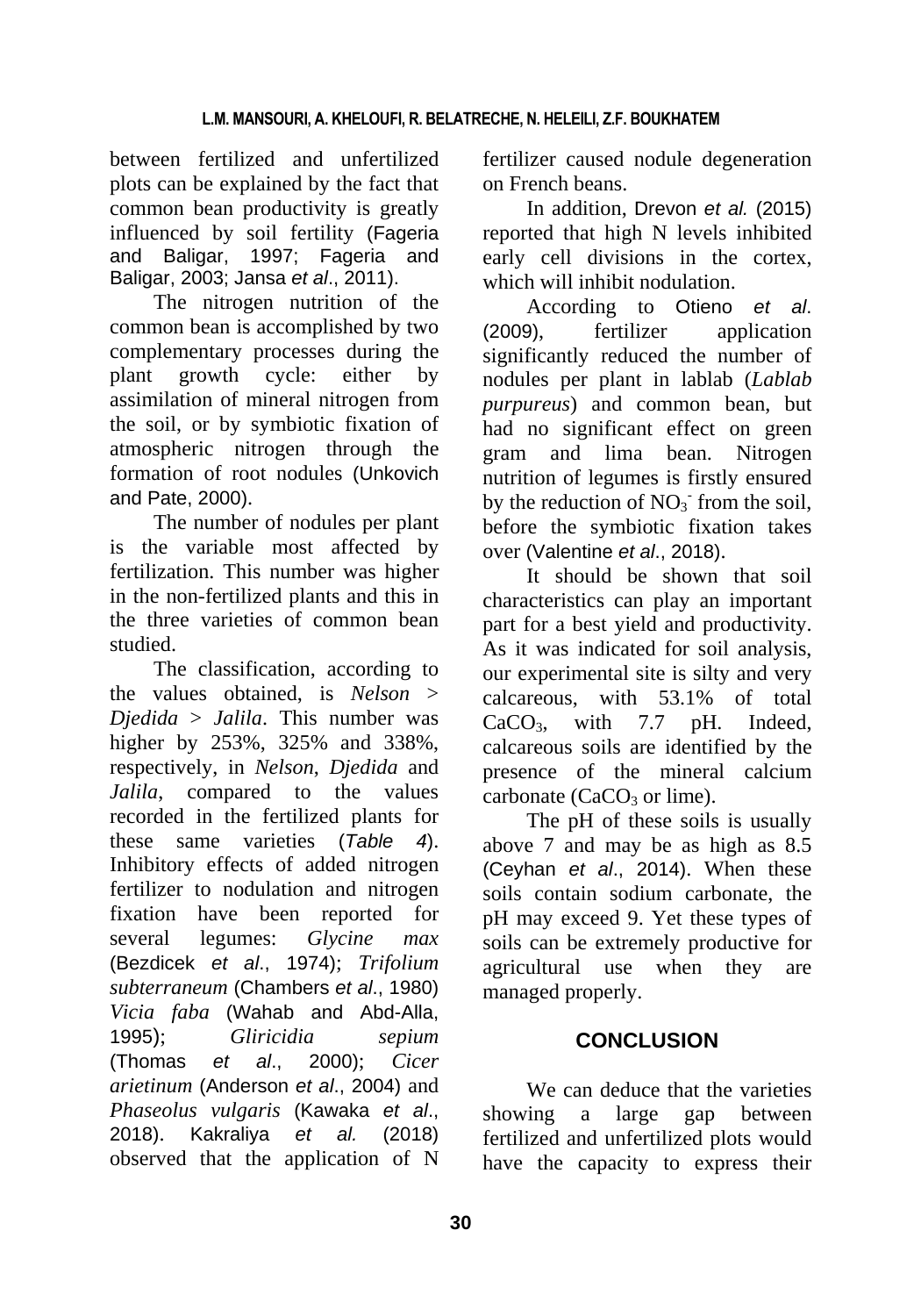between fertilized and unfertilized plots can be explained by the fact that common bean productivity is greatly influenced by soil fertility (Fageria and Baligar, 1997; Fageria and Baligar, 2003; Jansa *et al*., 2011).

The nitrogen nutrition of the common bean is accomplished by two complementary processes during the plant growth cycle: either by assimilation of mineral nitrogen from the soil, or by symbiotic fixation of atmospheric nitrogen through the formation of root nodules (Unkovich and Pate, 2000).

The number of nodules per plant is the variable most affected by fertilization. This number was higher in the non-fertilized plants and this in the three varieties of common bean studied.

The classification, according to the values obtained, is *Nelson* > *Djedida* > *Jalila*. This number was higher by 253%, 325% and 338%, respectively, in *Nelson*, *Djedida* and *Jalila*, compared to the values recorded in the fertilized plants for these same varieties (*Table 4*). Inhibitory effects of added nitrogen fertilizer to nodulation and nitrogen fixation have been reported for several legumes: *Glycine max* (Bezdicek *et al*., 1974); *Trifolium subterraneum* (Chambers *et al*., 1980) *Vicia faba* (Wahab and Abd-Alla, 1995); *Gliricidia sepium* (Thomas *et al*., 2000); *Cicer arietinum* (Anderson *et al*., 2004) and *Phaseolus vulgaris* (Kawaka *et al*., 2018). Kakraliya *et al.* (2018) observed that the application of N fertilizer caused nodule degeneration on French beans.

In addition, Drevon *et al.* (2015) reported that high N levels inhibited early cell divisions in the cortex, which will inhibit nodulation.

According to Otieno *et al.* (2009), fertilizer application significantly reduced the number of nodules per plant in lablab (*Lablab purpureus*) and common bean, but had no significant effect on green gram and lima bean. Nitrogen nutrition of legumes is firstly ensured by the reduction of $NO_3^-$ from the soil, before the symbiotic fixation takes over (Valentine *et al*., 2018).

It should be shown that soil characteristics can play an important part for a best yield and productivity. As it was indicated for soil analysis, our experimental site is silty and very calcareous, with 53.1% of total $CaCO_3$, with 7.7 pH. Indeed, calcareous soils are identified by the presence of the mineral calcium carbonate ($CaCO_3$ or lime).

The pH of these soils is usually above 7 and may be as high as 8.5 (Ceyhan *et al*., 2014). When these soils contain sodium carbonate, the pH may exceed 9. Yet these types of soils can be extremely productive for agricultural use when they are managed properly.

## CONCLUSION

We can deduce that the varieties showing a large gap between fertilized and unfertilized plots would have the capacity to express their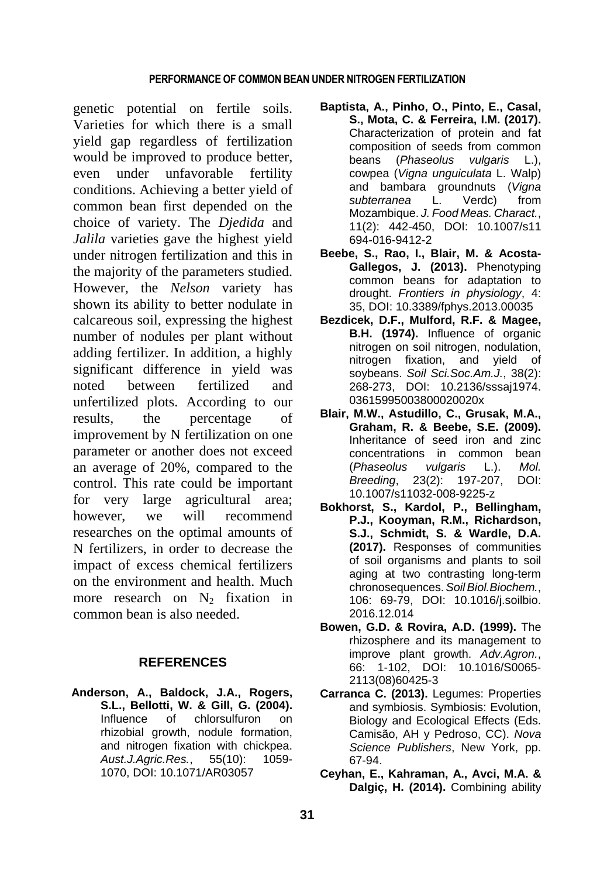genetic potential on fertile soils. Varieties for which there is a small yield gap regardless of fertilization would be improved to produce better, even under unfavorable fertility conditions. Achieving a better yield of common bean first depended on the choice of variety. The *Djedida* and *Jalila* varieties gave the highest yield under nitrogen fertilization and this in the majority of the parameters studied. However, the *Nelson* variety has shown its ability to better nodulate in calcareous soil, expressing the highest number of nodules per plant without adding fertilizer. In addition, a highly significant difference in yield was noted between fertilized and unfertilized plots. According to our results, the percentage of improvement by N fertilization on one parameter or another does not exceed an average of 20%, compared to the control. This rate could be important for very large agricultural area; however, we will recommend researches on the optimal amounts of N fertilizers, in order to decrease the impact of excess chemical fertilizers on the environment and health. Much more research on $N_2$ fixation in common bean is also needed.

## REFERENCES

**Anderson, A., Baldock, J.A., Rogers, S.L., Bellotti, W. & Gill, G. (2004).** Influence of chlorsulfuron on rhizobial growth, nodule formation, and nitrogen fixation with chickpea. *Aust.J.Agric.Res.*, 55(10): 1059-1070, DOI: 10.1071/AR03057

**Baptista, A., Pinho, O., Pinto, E., Casal, S., Mota, C. & Ferreira, I.M. (2017).** Characterization of protein and fat composition of seeds from common beans (*Phaseolus vulgaris* L.), cowpea (*Vigna unguiculata* L. Walp) and bambara groundnuts (*Vigna subterranea* L. Verdc) from Mozambique. *J. Food Meas. Charact.*, 11(2): 442-450, DOI: 10.1007/s11694-016-9412-2

**Beebe, S., Rao, I., Blair, M. & Acosta-Gallegos, J. (2013).** Phenotyping common beans for adaptation to drought. *Frontiers in physiology*, 4: 35, DOI: 10.3389/fphys.2013.00035

**Bezdicek, D.F., Mulford, R.F. & Magee, B.H. (1974).** Influence of organic nitrogen on soil nitrogen, nodulation, nitrogen fixation, and yield of soybeans. *Soil Sci.Soc.Am.J.*, 38(2): 268-273, DOI: 10.2136/sssaj1974.03615995003800020020x

**Blair, M.W., Astudillo, C., Grusak, M.A., Graham, R. & Beebe, S.E. (2009).** Inheritance of seed iron and zinc concentrations in common bean (*Phaseolus vulgaris* L.). *Mol. Breeding*, 23(2): 197-207, DOI: 10.1007/s11032-008-9225-z

**Bokhorst, S., Kardol, P., Bellingham, P.J., Kooyman, R.M., Richardson, S.J., Schmidt, S. & Wardle, D.A. (2017).** Responses of communities of soil organisms and plants to soil aging at two contrasting long-term chronosequences. *Soil Biol.Biochem.*, 106: 69-79, DOI: 10.1016/j.soilbio.2016.12.014

**Bowen, G.D. & Rovira, A.D. (1999).** The rhizosphere and its management to improve plant growth. *Adv.Agron.*, 66: 1-102, DOI: 10.1016/S0065-2113(08)60425-3

**Carranca C. (2013).** Legumes: Properties and symbiosis. Symbiosis: Evolution, Biology and Ecological Effects (Eds. Camisão, AH y Pedroso, CC). *Nova Science Publishers*, New York, pp. 67-94.

**Ceyhan, E., Kahraman, A., Avci, M.A. & Dalgiç, H. (2014).** Combining ability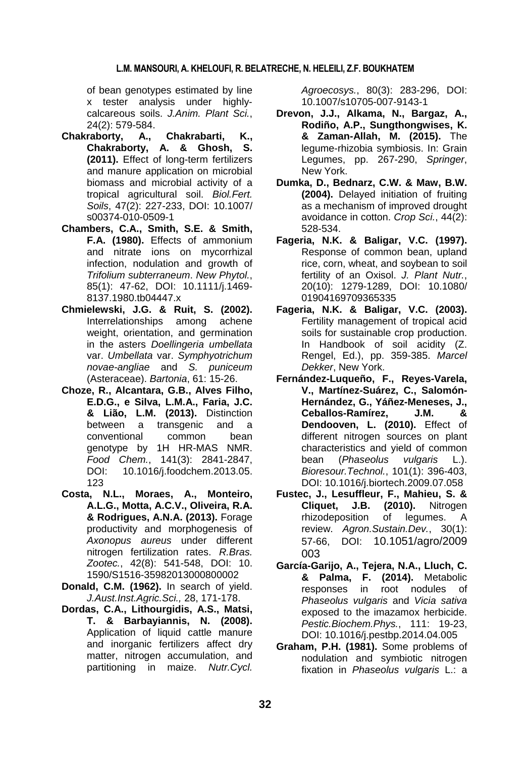of bean genotypes estimated by line x tester analysis under highly-calcareous soils. *J.Anim. Plant Sci.*, 24(2): 579-584.

**Chakraborty, A., Chakrabarti, K., Chakraborty, A. & Ghosh, S. (2011).** Effect of long-term fertilizers and manure application on microbial biomass and microbial activity of a tropical agricultural soil. *Biol.Fert. Soils*, 47(2): 227-233, DOI: 10.1007/s00374-010-0509-1

**Chambers, C.A., Smith, S.E. & Smith, F.A. (1980).** Effects of ammonium and nitrate ions on mycorrhizal infection, nodulation and growth of *Trifolium subterraneum*. *New Phytol.*, 85(1): 47-62, DOI: 10.1111/j.1469-8137.1980.tb04447.x

**Chmielewski, J.G. & Ruit, S. (2002).** Interrelationships among achene weight, orientation, and germination in the asters *Doellingeria umbellata* var. *Umbellata* var. *Symphyotrichum novae-angliae* and *S. puniceum* (Asteraceae). *Bartonia*, 61: 15-26.

**Choze, R., Alcantara, G.B., Alves Filho, E.D.G., e Silva, L.M.A., Faria, J.C. & Lião, L.M. (2013).** Distinction between a transgenic and a conventional common bean genotype by 1H HR-MAS NMR. *Food Chem.*, 141(3): 2841-2847, DOI: 10.1016/j.foodchem.2013.05.123

**Costa, N.L., Moraes, A., Monteiro, A.L.G., Motta, A.C.V., Oliveira, R.A. & Rodrigues, A.N.A. (2013).** Forage productivity and morphogenesis of *Axonopus aureus* under different nitrogen fertilization rates. *R.Bras. Zootec.*, 42(8): 541-548, DOI: 10.1590/S1516-35982013000800002

**Donald, C.M. (1962).** In search of yield. *J.Aust.Inst.Agric.Sci.,* 28, 171-178.

**Dordas, C.A., Lithourgidis, A.S., Matsi, T. & Barbayiannis, N. (2008).** Application of liquid cattle manure and inorganic fertilizers affect dry matter, nitrogen accumulation, and partitioning in maize. *Nutr.Cycl. Agroecosys.*, 80(3): 283-296, DOI: 10.1007/s10705-007-9143-1

**Drevon, J.J., Alkama, N., Bargaz, A., Rodiño, A.P., Sungthongwises, K. & Zaman-Allah, M. (2015).** The legume-rhizobia symbiosis. In: Grain Legumes, pp. 267-290, *Springer*, New York.

**Dumka, D., Bednarz, C.W. & Maw, B.W. (2004).** Delayed initiation of fruiting as a mechanism of improved drought avoidance in cotton. *Crop Sci.*, 44(2): 528-534.

**Fageria, N.K. & Baligar, V.C. (1997).** Response of common bean, upland rice, corn, wheat, and soybean to soil fertility of an Oxisol. *J. Plant Nutr.*, 20(10): 1279-1289, DOI: 10.1080/01904169709365335

**Fageria, N.K. & Baligar, V.C. (2003).** Fertility management of tropical acid soils for sustainable crop production. In Handbook of soil acidity (Z. Rengel, Ed.), pp. 359-385. *Marcel Dekker*, New York.

**Fernández-Luqueño, F., Reyes-Varela, V., Martínez-Suárez, C., Salomón-Hernández, G., Yáñez-Meneses, J., Ceballos-Ramírez, J.M. & Dendooven, L. (2010).** Effect of different nitrogen sources on plant characteristics and yield of common bean (*Phaseolus vulgaris* L.). *Bioresour.Technol.*, 101(1): 396-403, DOI: 10.1016/j.biortech.2009.07.058

**Fustec, J., Lesuffleur, F., Mahieu, S. & Cliquet, J.B. (2010).** Nitrogen rhizodeposition of legumes. A review. *Agron.Sustain.Dev.*, 30(1): 57-66, DOI: 10.1051/agro/2009003

**García-Garijo, A., Tejera, N.A., Lluch, C. & Palma, F. (2014).** Metabolic responses in root nodules of *Phaseolus vulgaris* and *Vicia sativa* exposed to the imazamox herbicide. *Pestic.Biochem.Phys.*, 111: 19-23, DOI: 10.1016/j.pestbp.2014.04.005

**Graham, P.H. (1981).** Some problems of nodulation and symbiotic nitrogen fixation in *Phaseolus vulgaris* L.: a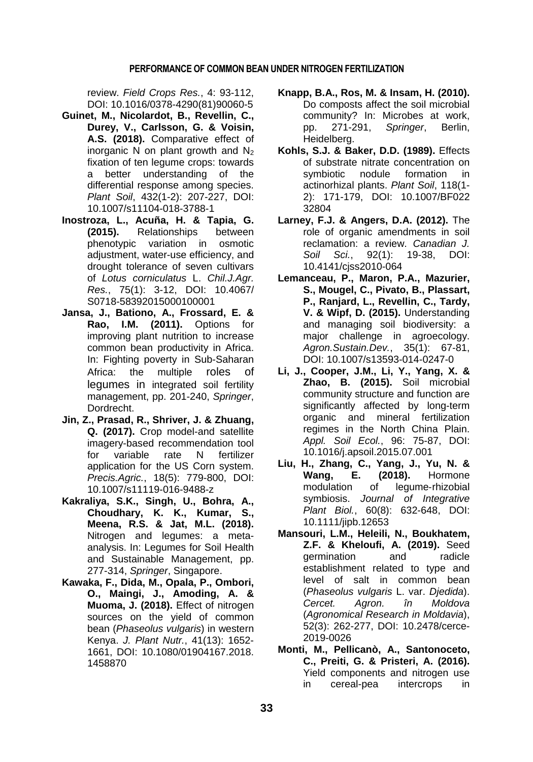review. *Field Crops Res.*, 4: 93-112, DOI: 10.1016/0378-4290(81)90060-5

**Guinet, M., Nicolardot, B., Revellin, C., Durey, V., Carlsson, G. & Voisin, A.S. (2018).** Comparative effect of inorganic N on plant growth and $N_2$ fixation of ten legume crops: towards a better understanding of the differential response among species. *Plant Soil*, 432(1-2): 207-227, DOI: 10.1007/s11104-018-3788-1

**Inostroza, L., Acuña, H. & Tapia, G. (2015).** Relationships between phenotypic variation in osmotic adjustment, water-use efficiency, and drought tolerance of seven cultivars of *Lotus corniculatus* L. *Chil.J.Agr. Res.*, 75(1): 3-12, DOI: 10.4067/S0718-58392015000100001

**Jansa, J., Bationo, A., Frossard, E. & Rao, I.M. (2011).** Options for improving plant nutrition to increase common bean productivity in Africa. In: Fighting poverty in Sub-Saharan Africa: the multiple roles of legumes in integrated soil fertility management, pp. 201-240, *Springer*, Dordrecht.

**Jin, Z., Prasad, R., Shriver, J. & Zhuang, Q. (2017).** Crop model-and satellite imagery-based recommendation tool for variable rate N fertilizer application for the US Corn system. *Precis.Agric.*, 18(5): 779-800, DOI: 10.1007/s11119-016-9488-z

**Kakraliya, S.K., Singh, U., Bohra, A., Choudhary, K. K., Kumar, S., Meena, R.S. & Jat, M.L. (2018).** Nitrogen and legumes: a meta-analysis. In: Legumes for Soil Health and Sustainable Management, pp. 277-314, *Springer*, Singapore.

**Kawaka, F., Dida, M., Opala, P., Ombori, O., Maingi, J., Amoding, A. & Muoma, J. (2018).** Effect of nitrogen sources on the yield of common bean (*Phaseolus vulgaris*) in western Kenya. *J. Plant Nutr.*, 41(13): 1652-1661, DOI: 10.1080/01904167.2018.1458870

**Knapp, B.A., Ros, M. & Insam, H. (2010).** Do composts affect the soil microbial community? In: Microbes at work, pp. 271-291, *Springer*, Berlin, Heidelberg.

**Kohls, S.J. & Baker, D.D. (1989).** Effects of substrate nitrate concentration on symbiotic nodule formation in actinorhizal plants. *Plant Soil*, 118(1-2): 171-179, DOI: 10.1007/BF02232804

**Larney, F.J. & Angers, D.A. (2012).** The role of organic amendments in soil reclamation: a review. *Canadian J. Soil Sci.*, 92(1): 19-38, DOI: 10.4141/cjss2010-064

**Lemanceau, P., Maron, P.A., Mazurier, S., Mougel, C., Pivato, B., Plassart, P., Ranjard, L., Revellin, C., Tardy, V. & Wipf, D. (2015).** Understanding and managing soil biodiversity: a major challenge in agroecology. *Agron.Sustain.Dev.*, 35(1): 67-81, DOI: 10.1007/s13593-014-0247-0

**Li, J., Cooper, J.M., Li, Y., Yang, X. & Zhao, B. (2015).** Soil microbial community structure and function are significantly affected by long-term organic and mineral fertilization regimes in the North China Plain. *Appl. Soil Ecol.*, 96: 75-87, DOI: 10.1016/j.apsoil.2015.07.001

**Liu, H., Zhang, C., Yang, J., Yu, N. & Wang, E. (2018).** Hormone modulation of legume-rhizobial symbiosis. *Journal of Integrative Plant Biol.*, 60(8): 632-648, DOI: 10.1111/jipb.12653

**Mansouri, L.M., Heleili, N., Boukhatem, Z.F. & Kheloufi, A. (2019).** Seed germination and radicle establishment related to type and level of salt in common bean (*Phaseolus vulgaris* L. var. *Djedida*). *Cercet. Agron. în Moldova* (*Agronomical Research in Moldavia*), 52(3): 262-277, DOI: 10.2478/cerce-2019-0026

**Monti, M., Pellicanò, A., Santonoceto, C., Preiti, G. & Pristeri, A. (2016).** Yield components and nitrogen use in cereal-pea intercrops in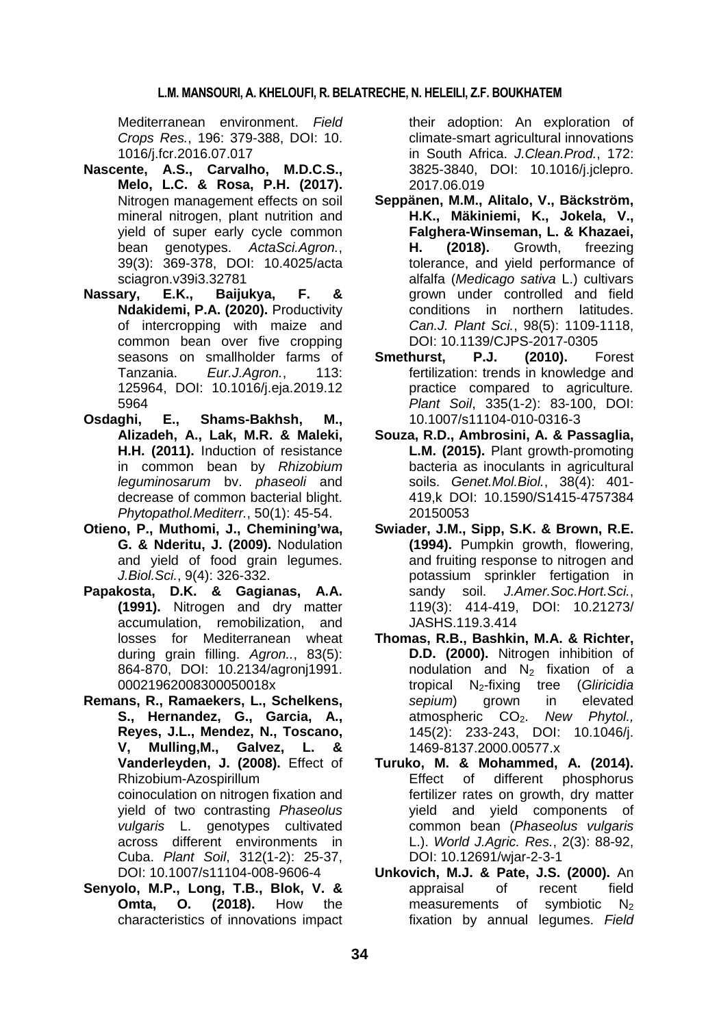Mediterranean environment. *Field Crops Res.*, 196: 379-388, DOI: 10. 1016/j.fcr.2016.07.017

**Nascente, A.S., Carvalho, M.D.C.S., Melo, L.C. & Rosa, P.H. (2017).** Nitrogen management effects on soil mineral nitrogen, plant nutrition and yield of super early cycle common bean genotypes. *ActaSci.Agron.*, 39(3): 369-378, DOI: 10.4025/acta sciagron.v39i3.32781

**Nassary, E.K., Baijukya, F. & Ndakidemi, P.A. (2020).** Productivity of intercropping with maize and common bean over five cropping seasons on smallholder farms of Tanzania. *Eur.J.Agron.*, 113: 125964, DOI: 10.1016/j.eja.2019.12 5964

**Osdaghi, E., Shams-Bakhsh, M., Alizadeh, A., Lak, M.R. & Maleki, H.H. (2011).** Induction of resistance in common bean by *Rhizobium leguminosarum* bv. *phaseoli* and decrease of common bacterial blight. *Phytopathol.Mediterr.*, 50(1): 45-54.

**Otieno, P., Muthomi, J., Chemining'wa, G. & Nderitu, J. (2009).** Nodulation and yield of food grain legumes. *J.Biol.Sci.*, 9(4): 326-332.

**Papakosta, D.K. & Gagianas, A.A. (1991).** Nitrogen and dry matter accumulation, remobilization, and losses for Mediterranean wheat during grain filling. *Agron..*, 83(5): 864-870, DOI: 10.2134/agronj1991. 00021962008300050018x

**Remans, R., Ramaekers, L., Schelkens, S., Hernandez, G., Garcia, A., Reyes, J.L., Mendez, N., Toscano, V, Mulling,M., Galvez, L. & Vanderleyden, J. (2008).** Effect of Rhizobium-Azospirillum coinoculation on nitrogen fixation and yield of two contrasting *Phaseolus vulgaris* L. genotypes cultivated across different environments in Cuba. *Plant Soil*, 312(1-2): 25-37, DOI: 10.1007/s11104-008-9606-4

**Senyolo, M.P., Long, T.B., Blok, V. & Omta, O. (2018).** How the characteristics of innovations impact their adoption: An exploration of climate-smart agricultural innovations in South Africa. *J.Clean.Prod.*, 172: 3825-3840, DOI: 10.1016/j.jclepro. 2017.06.019

**Seppänen, M.M., Alitalo, V., Bäckström, H.K., Mäkiniemi, K., Jokela, V., Falghera-Winseman, L. & Khazaei, H. (2018).** Growth, freezing tolerance, and yield performance of alfalfa (*Medicago sativa* L.) cultivars grown under controlled and field conditions in northern latitudes. *Can.J. Plant Sci.*, 98(5): 1109-1118, DOI: 10.1139/CJPS-2017-0305

**Smethurst, P.J. (2010).** Forest fertilization: trends in knowledge and practice compared to agriculture. *Plant Soil*, 335(1-2): 83-100, DOI: 10.1007/s11104-010-0316-3

**Souza, R.D., Ambrosini, A. & Passaglia, L.M. (2015).** Plant growth-promoting bacteria as inoculants in agricultural soils. *Genet.Mol.Biol.*, 38(4): 401-419,k DOI: 10.1590/S1415-4757384 20150053

**Swiader, J.M., Sipp, S.K. & Brown, R.E. (1994).** Pumpkin growth, flowering, and fruiting response to nitrogen and potassium sprinkler fertigation in sandy soil. *J.Amer.Soc.Hort.Sci.*, 119(3): 414-419, DOI: 10.21273/ JASHS.119.3.414

**Thomas, R.B., Bashkin, M.A. & Richter, D.D. (2000).** Nitrogen inhibition of nodulation and $N_2$ fixation of a tropical $N_2$-fixing tree (*Gliricidia sepium*) grown in elevated atmospheric $CO_2$. *New Phytol.,* 145(2): 233-243, DOI: 10.1046/j. 1469-8137.2000.00577.x

**Turuko, M. & Mohammed, A. (2014).** Effect of different phosphorus fertilizer rates on growth, dry matter yield and yield components of common bean (*Phaseolus vulgaris* L.). *World J.Agric. Res.*, 2(3): 88-92, DOI: 10.12691/wjar-2-3-1

**Unkovich, M.J. & Pate, J.S. (2000).** An appraisal of recent field measurements of symbiotic $N_2$ fixation by annual legumes. *Field*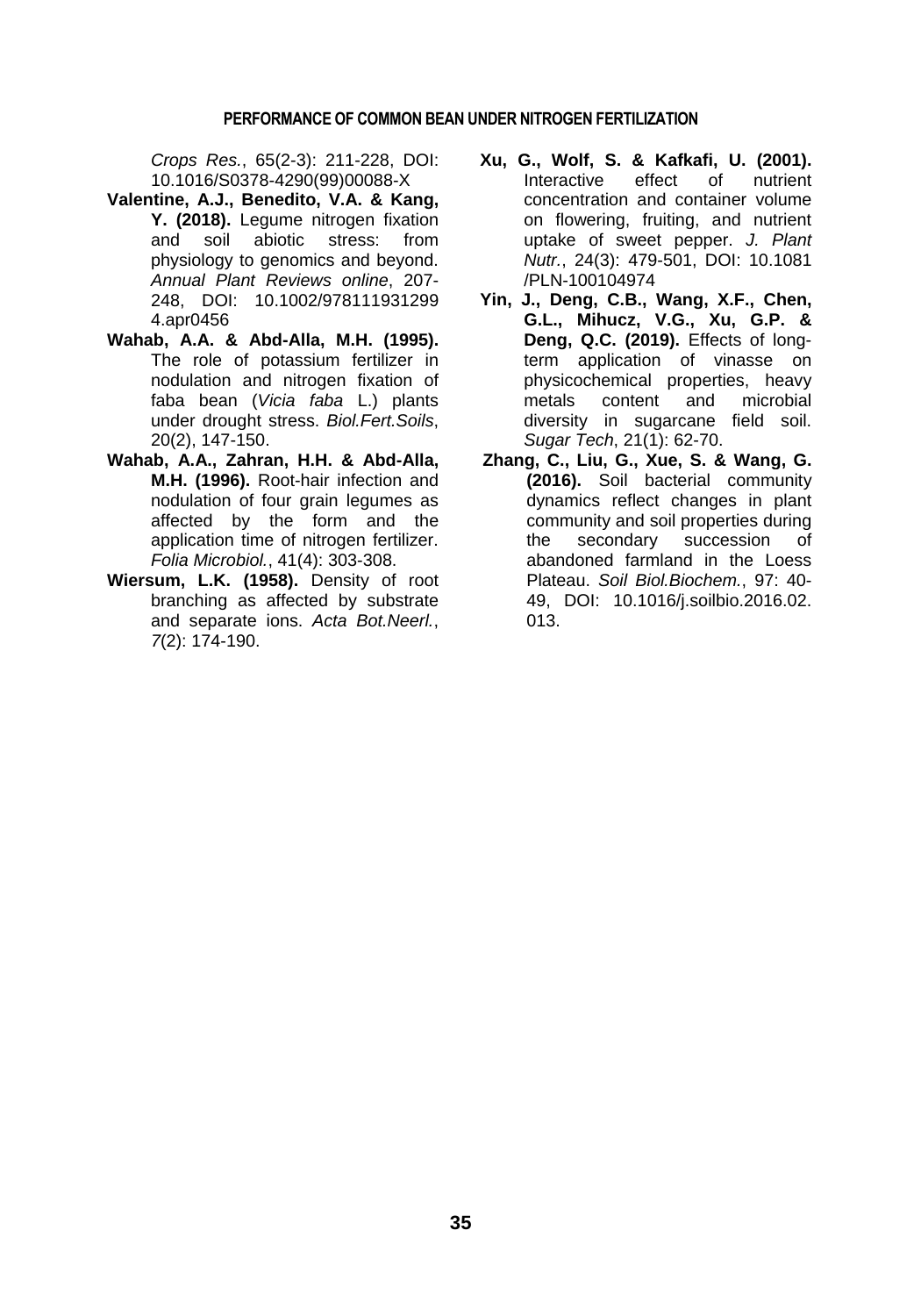*Crops Res.*, 65(2-3): 211-228, DOI: 10.1016/S0378-4290(99)00088-X

**Valentine, A.J., Benedito, V.A. & Kang, Y. (2018).** Legume nitrogen fixation and soil abiotic stress: from physiology to genomics and beyond. *Annual Plant Reviews online*, 207-248, DOI: 10.1002/9781119312994.apr0456

**Wahab, A.A. & Abd-Alla, M.H. (1995).** The role of potassium fertilizer in nodulation and nitrogen fixation of faba bean (*Vicia faba* L.) plants under drought stress. *Biol.Fert.Soils*, 20(2), 147-150.

**Wahab, A.A., Zahran, H.H. & Abd-Alla, M.H. (1996).** Root-hair infection and nodulation of four grain legumes as affected by the form and the application time of nitrogen fertilizer. *Folia Microbiol.*, 41(4): 303-308.

**Wiersum, L.K. (1958).** Density of root branching as affected by substrate and separate ions. *Acta Bot.Neerl.*, *7*(2): 174-190.

**Xu, G., Wolf, S. & Kafkafi, U. (2001).** Interactive effect of nutrient concentration and container volume on flowering, fruiting, and nutrient uptake of sweet pepper. *J. Plant Nutr.*, 24(3): 479-501, DOI: 10.1081/PLN-100104974

**Yin, J., Deng, C.B., Wang, X.F., Chen, G.L., Mihucz, V.G., Xu, G.P. & Deng, Q.C. (2019).** Effects of long-term application of vinasse on physicochemical properties, heavy metals content and microbial diversity in sugarcane field soil. *Sugar Tech*, 21(1): 62-70.

**Zhang, C., Liu, G., Xue, S. & Wang, G. (2016).** Soil bacterial community dynamics reflect changes in plant community and soil properties during the secondary succession of abandoned farmland in the Loess Plateau. *Soil Biol.Biochem.*, 97: 40-49, DOI: 10.1016/j.soilbio.2016.02.013.